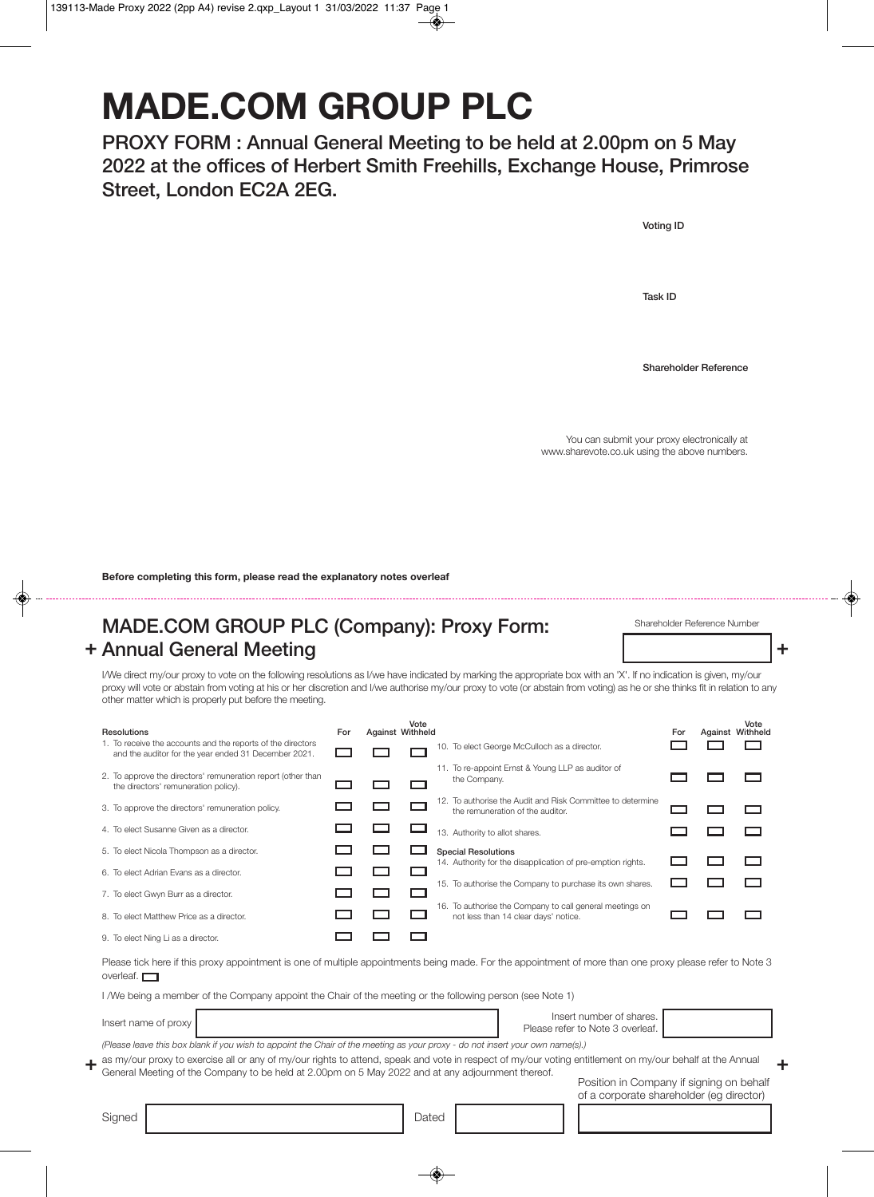# MADE.COM GROUP PLC

## PROXY FORM : Annual General Meeting to be held at 2.00pm on 5 May 2022 at the offices of Herbert Smith Freehills, Exchange House, Primrose Street, London EC2A 2EG.

Voting ID

Task ID

Shareholder Reference

You can submit your proxy electronically at www.sharevote.co.uk using the above numbers.

**Before completing this form, please read the explanatory notes overleaf**

## MADE.COM GROUP PLC (Company): Proxy Form: Annual General Meeting

Shareholder Reference Number

I/We direct my/our proxy to vote on the following resolutions as I/we have indicated by marking the appropriate box with an 'X'. If no indication is given, my/our proxy will vote or abstain from voting at his or her discretion and I/we authorise my/our proxy to vote (or abstain from voting) as he or she thinks fit in relation to any other matter which is properly put before the meeting.

| Resolutions | For | Against | Vote Withheld |
|---|---|---|---|
| 1. To receive the accounts and the reports of the directors and the auditor for the year ended 31 December 2021. | ☐ | ☐ | ☐ |
| 2. To approve the directors' remuneration report (other than the directors' remuneration policy). | ☐ | ☐ | ☐ |
| 3. To approve the directors' remuneration policy. | ☐ | ☐ | ☐ |
| 4. To elect Susanne Given as a director. | ☐ | ☐ | ☐ |
| 5. To elect Nicola Thompson as a director. | ☐ | ☐ | ☐ |
| 6. To elect Adrian Evans as a director. | ☐ | ☐ | ☐ |
| 7. To elect Gwyn Burr as a director. | ☐ | ☐ | ☐ |
| 8. To elect Matthew Price as a director. | ☐ | ☐ | ☐ |
| 9. To elect Ning Li as a director. | ☐ | ☐ | ☐ |
| 10. To elect George McCulloch as a director. | ☐ | ☐ | ☐ |
| 11. To re-appoint Ernst & Young LLP as auditor of the Company. | ☐ | ☐ | ☐ |
| 12. To authorise the Audit and Risk Committee to determine the remuneration of the auditor. | ☐ | ☐ | ☐ |
| 13. Authority to allot shares. | ☐ | ☐ | ☐ |
| **Special Resolutions** | | | |
| 14. Authority for the disapplication of pre-emption rights. | ☐ | ☐ | ☐ |
| 15. To authorise the Company to purchase its own shares. | ☐ | ☐ | ☐ |
| 16. To authorise the Company to call general meetings on not less than 14 clear days' notice. | ☐ | ☐ | ☐ |

Please tick here if this proxy appointment is one of multiple appointments being made. For the appointment of more than one proxy please refer to Note 3 overleaf. ☐

I /We being a member of the Company appoint the Chair of the meeting or the following person (see Note 1)

Insert name of proxy: ____________________

Insert number of shares. Please refer to Note 3 overleaf. ____________________

*(Please leave this box blank if you wish to appoint the Chair of the meeting as your proxy - do not insert your own name(s).)*

as my/our proxy to exercise all or any of my/our rights to attend, speak and vote in respect of my/our voting entitlement on my/our behalf at the Annual General Meeting of the Company to be held at 2.00pm on 5 May 2022 and at any adjournment thereof.

Signed ____________________

Dated ____________________

Position in Company if signing on behalf of a corporate shareholder (eg director) ____________________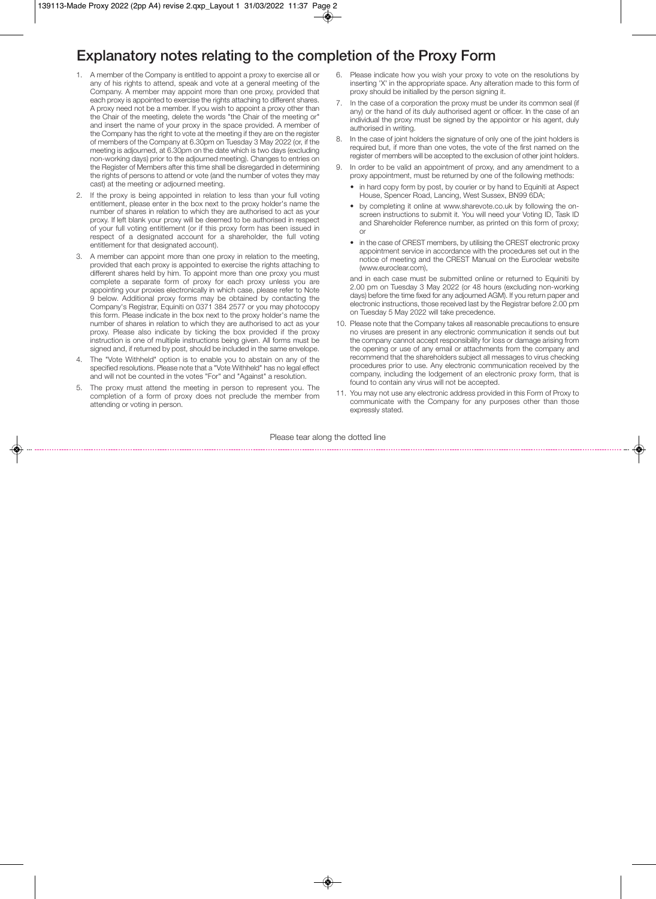# Explanatory notes relating to the completion of the Proxy Form

1. A member of the Company is entitled to appoint a proxy to exercise all or any of his rights to attend, speak and vote at a general meeting of the Company. A member may appoint more than one proxy, provided that each proxy is appointed to exercise the rights attaching to different shares. A proxy need not be a member. If you wish to appoint a proxy other than the Chair of the meeting, delete the words "the Chair of the meeting or" and insert the name of your proxy in the space provided. A member of the Company has the right to vote at the meeting if they are on the register of members of the Company at 6.30pm on Tuesday 3 May 2022 (or, if the meeting is adjourned, at 6.30pm on the date which is two days (excluding non-working days) prior to the adjourned meeting). Changes to entries on the Register of Members after this time shall be disregarded in determining the rights of persons to attend or vote (and the number of votes they may cast) at the meeting or adjourned meeting.
2. If the proxy is being appointed in relation to less than your full voting entitlement, please enter in the box next to the proxy holder's name the number of shares in relation to which they are authorised to act as your proxy. If left blank your proxy will be deemed to be authorised in respect of your full voting entitlement (or if this proxy form has been issued in respect of a designated account for a shareholder, the full voting entitlement for that designated account).
3. A member can appoint more than one proxy in relation to the meeting, provided that each proxy is appointed to exercise the rights attaching to different shares held by him. To appoint more than one proxy you must complete a separate form of proxy for each proxy unless you are appointing your proxies electronically in which case, please refer to Note 9 below. Additional proxy forms may be obtained by contacting the Company's Registrar, Equiniti on 0371 384 2577 or you may photocopy this form. Please indicate in the box next to the proxy holder's name the number of shares in relation to which they are authorised to act as your proxy. Please also indicate by ticking the box provided if the proxy instruction is one of multiple instructions being given. All forms must be signed and, if returned by post, should be included in the same envelope.
4. The "Vote Withheld" option is to enable you to abstain on any of the specified resolutions. Please note that a "Vote Withheld" has no legal effect and will not be counted in the votes "For" and "Against" a resolution.
5. The proxy must attend the meeting in person to represent you. The completion of a form of proxy does not preclude the member from attending or voting in person.
6. Please indicate how you wish your proxy to vote on the resolutions by inserting 'X' in the appropriate space. Any alteration made to this form of proxy should be initialled by the person signing it.
7. In the case of a corporation the proxy must be under its common seal (if any) or the hand of its duly authorised agent or officer. In the case of an individual the proxy must be signed by the appointor or his agent, duly authorised in writing.
8. In the case of joint holders the signature of only one of the joint holders is required but, if more than one votes, the vote of the first named on the register of members will be accepted to the exclusion of other joint holders.
9. In order to be valid an appointment of proxy, and any amendment to a proxy appointment, must be returned by one of the following methods:
   - in hard copy form by post, by courier or by hand to Equiniti at Aspect House, Spencer Road, Lancing, West Sussex, BN99 6DA;
   - by completing it online at www.sharevote.co.uk by following the on-screen instructions to submit it. You will need your Voting ID, Task ID and Shareholder Reference number, as printed on this form of proxy; or
   - in the case of CREST members, by utilising the CREST electronic proxy appointment service in accordance with the procedures set out in the notice of meeting and the CREST Manual on the Euroclear website (www.euroclear.com),

   and in each case must be submitted online or returned to Equiniti by 2.00 pm on Tuesday 3 May 2022 (or 48 hours (excluding non-working days) before the time fixed for any adjourned AGM). If you return paper and electronic instructions, those received last by the Registrar before 2.00 pm on Tuesday 5 May 2022 will take precedence.
10. Please note that the Company takes all reasonable precautions to ensure no viruses are present in any electronic communication it sends out but the company cannot accept responsibility for loss or damage arising from the opening or use of any email or attachments from the company and recommend that the shareholders subject all messages to virus checking procedures prior to use. Any electronic communication received by the company, including the lodgement of an electronic proxy form, that is found to contain any virus will not be accepted.
11. You may not use any electronic address provided in this Form of Proxy to communicate with the Company for any purposes other than those expressly stated.

Please tear along the dotted line